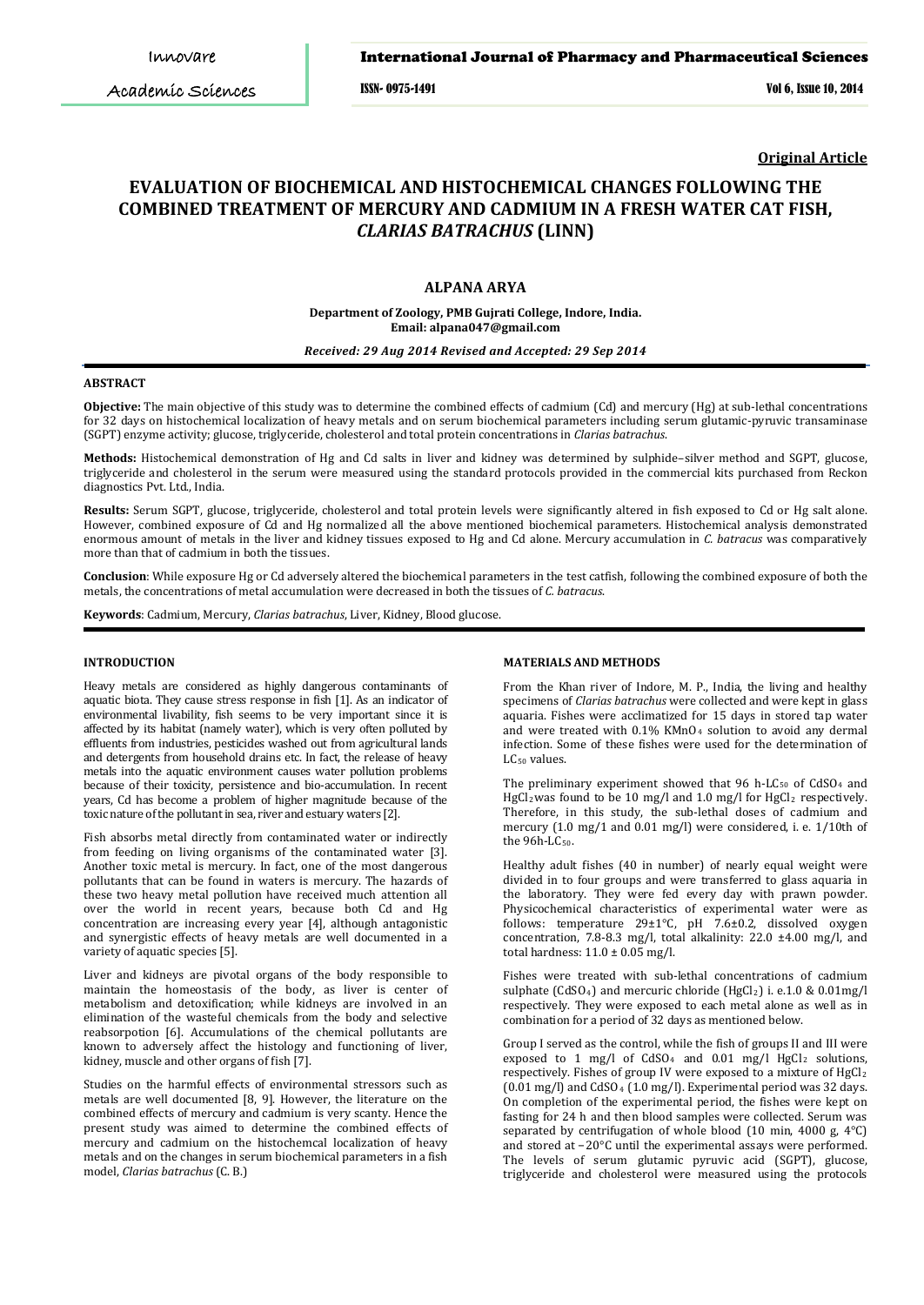**Original Article**

# EVALUATION OF BIOCHEMICAL AND HISTOCHEMICAL CHANGES FOLLOWING THE COMBINED TREATMENT OF MERCURY AND CADMIUM IN A FRESH WATER CAT FISH, *CLARIAS BATRACHUS* (LINN)

## ALPANA ARYA

**Department of Zoology, PMB Gujrati College, Indore, India.**
**Email: alpana047@gmail.com**

*Received: 29 Aug 2014 Revised and Accepted: 29 Sep 2014*

### ABSTRACT

**Objective:** The main objective of this study was to determine the combined effects of cadmium (Cd) and mercury (Hg) at sub-lethal concentrations for 32 days on histochemical localization of heavy metals and on serum biochemical parameters including serum glutamic-pyruvic transaminase (SGPT) enzyme activity; glucose, triglyceride, cholesterol and total protein concentrations in *Clarias batrachus*.

**Methods:** Histochemical demonstration of Hg and Cd salts in liver and kidney was determined by sulphide–silver method and SGPT, glucose, triglyceride and cholesterol in the serum were measured using the standard protocols provided in the commercial kits purchased from Reckon diagnostics Pvt. Ltd., India.

**Results:** Serum SGPT, glucose, triglyceride, cholesterol and total protein levels were significantly altered in fish exposed to Cd or Hg salt alone. However, combined exposure of Cd and Hg normalized all the above mentioned biochemical parameters. Histochemical analysis demonstrated enormous amount of metals in the liver and kidney tissues exposed to Hg and Cd alone. Mercury accumulation in *C. batracus* was comparatively more than that of cadmium in both the tissues.

**Conclusion**: While exposure Hg or Cd adversely altered the biochemical parameters in the test catfish, following the combined exposure of both the metals, the concentrations of metal accumulation were decreased in both the tissues of *C. batracus*.

**Keywords**: Cadmium, Mercury, *Clarias batrachus*, Liver, Kidney, Blood glucose.

### INTRODUCTION

Heavy metals are considered as highly dangerous contaminants of aquatic biota. They cause stress response in fish [1]. As an indicator of environmental livability, fish seems to be very important since it is affected by its habitat (namely water), which is very often polluted by effluents from industries, pesticides washed out from agricultural lands and detergents from household drains etc. In fact, the release of heavy metals into the aquatic environment causes water pollution problems because of their toxicity, persistence and bio-accumulation. In recent years, Cd has become a problem of higher magnitude because of the toxic nature of the pollutant in sea, river and estuary waters [2].

Fish absorbs metal directly from contaminated water or indirectly from feeding on living organisms of the contaminated water [3]. Another toxic metal is mercury. In fact, one of the most dangerous pollutants that can be found in waters is mercury. The hazards of these two heavy metal pollution have received much attention all over the world in recent years, because both Cd and Hg concentration are increasing every year [4], although antagonistic and synergistic effects of heavy metals are well documented in a variety of aquatic species [5].

Liver and kidneys are pivotal organs of the body responsible to maintain the homeostasis of the body, as liver is center of metabolism and detoxification; while kidneys are involved in an elimination of the wasteful chemicals from the body and selective reabsorption [6]. Accumulations of the chemical pollutants are known to adversely affect the histology and functioning of liver, kidney, muscle and other organs of fish [7].

Studies on the harmful effects of environmental stressors such as metals are well documented [8, 9]. However, the literature on the combined effects of mercury and cadmium is very scanty. Hence the present study was aimed to determine the combined effects of mercury and cadmium on the histochemcal localization of heavy metals and on the changes in serum biochemical parameters in a fish model, *Clarias batrachus* (C. B.)

### MATERIALS AND METHODS

From the Khan river of Indore, M. P., India, the living and healthy specimens of *Clarias batrachus* were collected and were kept in glass aquaria. Fishes were acclimatized for 15 days in stored tap water and were treated with 0.1% $KMnO_4$ solution to avoid any dermal infection. Some of these fishes were used for the determination of $LC_{50}$ values.

The preliminary experiment showed that 96 h-$LC_{50}$ of $CdSO_4$ and $HgCl_2$ was found to be 10 mg/l and 1.0 mg/l for $HgCl_2$ respectively. Therefore, in this study, the sub-lethal doses of cadmium and mercury (1.0 mg/1 and 0.01 mg/l) were considered, i. e. 1/10th of the 96h-$LC_{50}$.

Healthy adult fishes (40 in number) of nearly equal weight were divided in to four groups and were transferred to glass aquaria in the laboratory. They were fed every day with prawn powder. Physicochemical characteristics of experimental water were as follows: temperature 29±1°C, pH 7.6±0.2, dissolved oxygen concentration, 7.8-8.3 mg/l, total alkalinity: 22.0 ±4.00 mg/l, and total hardness: 11.0 ± 0.05 mg/l.

Fishes were treated with sub-lethal concentrations of cadmium sulphate ($CdSO_4$) and mercuric chloride ($HgCl_2$) i. e.1.0 & 0.01mg/l respectively. They were exposed to each metal alone as well as in combination for a period of 32 days as mentioned below.

Group I served as the control, while the fish of groups II and III were exposed to 1 mg/l of $CdSO_4$ and 0.01 mg/l $HgCl_2$ solutions, respectively. Fishes of group IV were exposed to a mixture of $HgCl_2$ (0.01 mg/l) and $CdSO_4$ (1.0 mg/l). Experimental period was 32 days. On completion of the experimental period, the fishes were kept on fasting for 24 h and then blood samples were collected. Serum was separated by centrifugation of whole blood (10 min, 4000 g, 4°C) and stored at −20°C until the experimental assays were performed. The levels of serum glutamic pyruvic acid (SGPT), glucose, triglyceride and cholesterol were measured using the protocols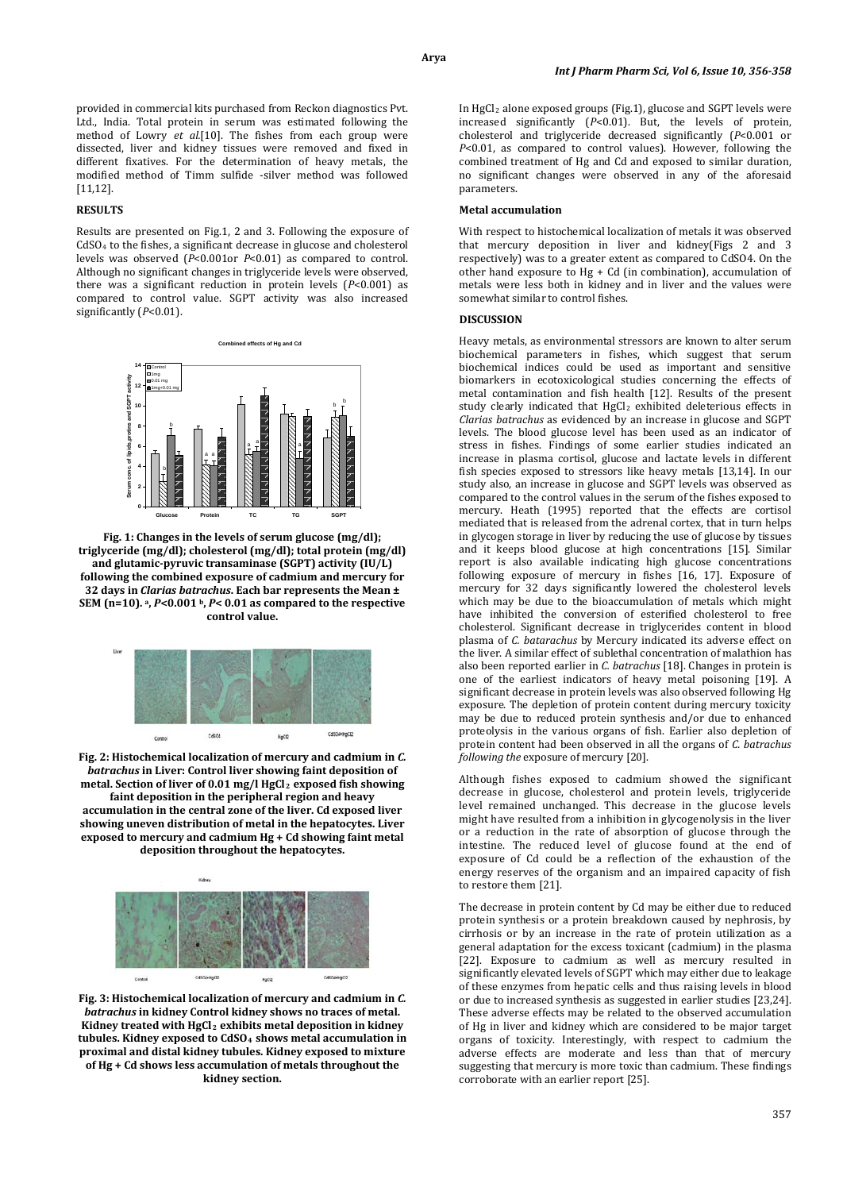provided in commercial kits purchased from Reckon diagnostics Pvt. Ltd., India. Total protein in serum was estimated following the method of Lowry *et al.*[10]. The fishes from each group were dissected, liver and kidney tissues were removed and fixed in different fixatives. For the determination of heavy metals, the modified method of Timm sulfide -silver method was followed [11,12].

## RESULTS

Results are presented on Fig.1, 2 and 3. Following the exposure of $CdSO_4$ to the fishes, a significant decrease in glucose and cholesterol levels was observed (*P*<0.001or *P*<0.01) as compared to control. Although no significant changes in triglyceride levels were observed, there was a significant reduction in protein levels (*P*<0.001) as compared to control value. SGPT activity was also increased significantly (*P*<0.01).

**Fig. 1: Changes in the levels of serum glucose (mg/dl); triglyceride (mg/dl); cholesterol (mg/dl); total protein (mg/dl) and glutamic-pyruvic transaminase (SGPT) activity (IU/L) following the combined exposure of cadmium and mercury for 32 days in *Clarias batrachus*. Each bar represents the Mean ± SEM (n=10). a, *P*<0.001 b, *P*< 0.01 as compared to the respective control value.**

**Fig. 2: Histochemical localization of mercury and cadmium in *C. batrachus* in Liver: Control liver showing faint deposition of metal. Section of liver of 0.01 mg/l $HgCl_2$ exposed fish showing faint deposition in the peripheral region and heavy accumulation in the central zone of the liver. Cd exposed liver showing uneven distribution of metal in the hepatocytes. Liver exposed to mercury and cadmium Hg + Cd showing faint metal deposition throughout the hepatocytes.**

**Fig. 3: Histochemical localization of mercury and cadmium in *C. batrachus* in kidney Control kidney shows no traces of metal. Kidney treated with $HgCl_2$ exhibits metal deposition in kidney tubules. Kidney exposed to $CdSO_4$ shows metal accumulation in proximal and distal kidney tubules. Kidney exposed to mixture of Hg + Cd shows less accumulation of metals throughout the kidney section.**

In $HgCl_2$ alone exposed groups (Fig.1), glucose and SGPT levels were increased significantly (*P*<0.01). But, the levels of protein, cholesterol and triglyceride decreased significantly (*P*<0.001 or *P*<0.01, as compared to control values). However, following the combined treatment of Hg and Cd and exposed to similar duration, no significant changes were observed in any of the aforesaid parameters.

### Metal accumulation

With respect to histochemical localization of metals it was observed that mercury deposition in liver and kidney(Figs 2 and 3 respectively) was to a greater extent as compared to CdSO4. On the other hand exposure to Hg + Cd (in combination), accumulation of metals were less both in kidney and in liver and the values were somewhat similar to control fishes.

## DISCUSSION

Heavy metals, as environmental stressors are known to alter serum biochemical parameters in fishes, which suggest that serum biochemical indices could be used as important and sensitive biomarkers in ecotoxicological studies concerning the effects of metal contamination and fish health [12]. Results of the present study clearly indicated that $HgCl_2$ exhibited deleterious effects in *Clarias batrachus* as evidenced by an increase in glucose and SGPT levels. The blood glucose level has been used as an indicator of stress in fishes. Findings of some earlier studies indicated an increase in plasma cortisol, glucose and lactate levels in different fish species exposed to stressors like heavy metals [13,14]. In our study also, an increase in glucose and SGPT levels was observed as compared to the control values in the serum of the fishes exposed to mercury. Heath (1995) reported that the effects are cortisol mediated that is released from the adrenal cortex, that in turn helps in glycogen storage in liver by reducing the use of glucose by tissues and it keeps blood glucose at high concentrations [15]. Similar report is also available indicating high glucose concentrations following exposure of mercury in fishes [16, 17]. Exposure of mercury for 32 days significantly lowered the cholesterol levels which may be due to the bioaccumulation of metals which might have inhibited the conversion of esterified cholesterol to free cholesterol. Significant decrease in triglycerides content in blood plasma of *C. batarachus* by Mercury indicated its adverse effect on the liver. A similar effect of sublethal concentration of malathion has also been reported earlier in *C. batrachus* [18]. Changes in protein is one of the earliest indicators of heavy metal poisoning [19]. A significant decrease in protein levels was also observed following Hg exposure. The depletion of protein content during mercury toxicity may be due to reduced protein synthesis and/or due to enhanced proteolysis in the various organs of fish. Earlier also depletion of protein content had been observed in all the organs of *C. batrachus following the* exposure of mercury [20].

Although fishes exposed to cadmium showed the significant decrease in glucose, cholesterol and protein levels, triglyceride level remained unchanged. This decrease in the glucose levels might have resulted from a inhibition in glycogenolysis in the liver or a reduction in the rate of absorption of glucose through the intestine. The reduced level of glucose found at the end of exposure of Cd could be a reflection of the exhaustion of the energy reserves of the organism and an impaired capacity of fish to restore them [21].

The decrease in protein content by Cd may be either due to reduced protein synthesis or a protein breakdown caused by nephrosis, by cirrhosis or by an increase in the rate of protein utilization as a general adaptation for the excess toxicant (cadmium) in the plasma [22]. Exposure to cadmium as well as mercury resulted in significantly elevated levels of SGPT which may either due to leakage of these enzymes from hepatic cells and thus raising levels in blood or due to increased synthesis as suggested in earlier studies [23,24]. These adverse effects may be related to the observed accumulation of Hg in liver and kidney which are considered to be major target organs of toxicity. Interestingly, with respect to cadmium the adverse effects are moderate and less than that of mercury suggesting that mercury is more toxic than cadmium. These findings corroborate with an earlier report [25].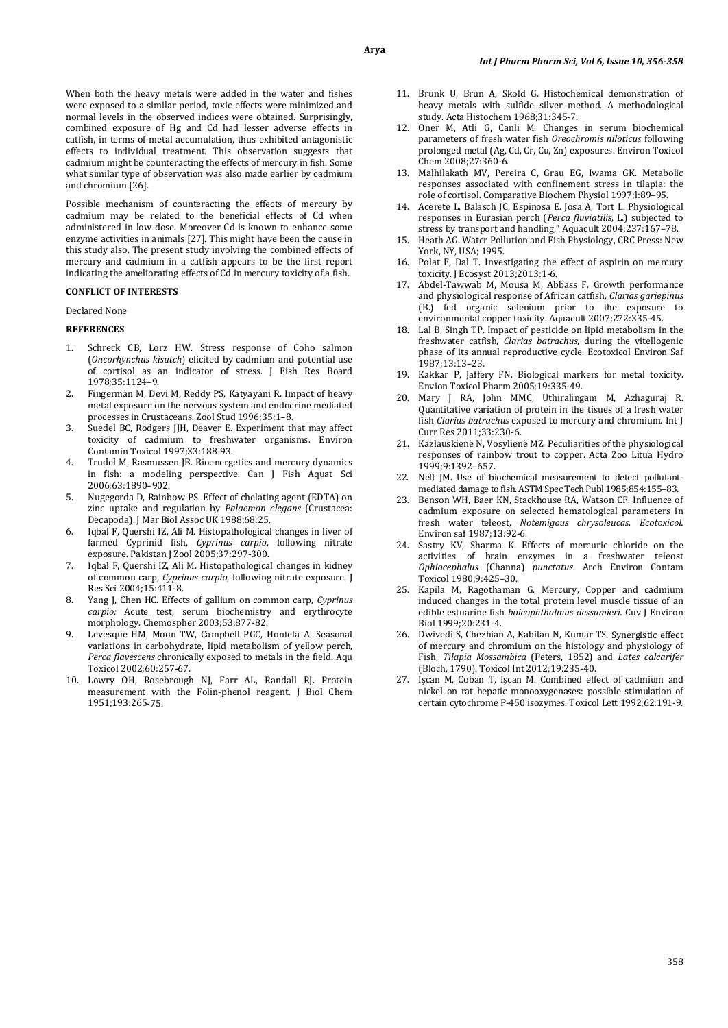When both the heavy metals were added in the water and fishes were exposed to a similar period, toxic effects were minimized and normal levels in the observed indices were obtained. Surprisingly, combined exposure of Hg and Cd had lesser adverse effects in catfish, in terms of metal accumulation, thus exhibited antagonistic effects to individual treatment. This observation suggests that cadmium might be counteracting the effects of mercury in fish. Some what similar type of observation was also made earlier by cadmium and chromium [26].

Possible mechanism of counteracting the effects of mercury by cadmium may be related to the beneficial effects of Cd when administered in low dose. Moreover Cd is known to enhance some enzyme activities in animals [27]. This might have been the cause in this study also. The present study involving the combined effects of mercury and cadmium in a catfish appears to be the first report indicating the ameliorating effects of Cd in mercury toxicity of a fish.

### CONFLICT OF INTERESTS

Declared None

### REFERENCES

1. Schreck CB, Lorz HW. Stress response of Coho salmon (*Oncorhynchus kisutch*) elicited by cadmium and potential use of cortisol as an indicator of stress. J Fish Res Board 1978;35:1124–9.
2. Fingerman M, Devi M, Reddy PS, Katyayani R. Impact of heavy metal exposure on the nervous system and endocrine mediated processes in Crustaceans. Zool Stud 1996;35:1–8.
3. Suedel BC, Rodgers JJH, Deaver E. Experiment that may affect toxicity of cadmium to freshwater organisms. Environ Contamin Toxicol 1997;33:188-93.
4. Trudel M, Rasmussen JB. Bioenergetics and mercury dynamics in fish: a modeling perspective. Can J Fish Aquat Sci 2006;63:1890–902.
5. Nugegorda D, Rainbow PS. Effect of chelating agent (EDTA) on zinc uptake and regulation by *Palaemon elegans* (Crustacea: Decapoda). J Mar Biol Assoc UK 1988;68:25.
6. Iqbal F, Quershi IZ, Ali M. Histopathological changes in liver of farmed Cyprinid fish, *Cyprinus carpio*, following nitrate exposure. Pakistan J Zool 2005;37:297-300.
7. Iqbal F, Quershi IZ, Ali M. Histopathological changes in kidney of common carp, *Cyprinus carpio*, following nitrate exposure. J Res Sci 2004;15:411-8.
8. Yang J, Chen HC. Effects of gallium on common carp, *Cyprinus carpio;* Acute test, serum biochemistry and erythrocyte morphology. Chemospher 2003;53:877-82.
9. Levesque HM, Moon TW, Campbell PGC, Hontela A. Seasonal variations in carbohydrate, lipid metabolism of yellow perch, *Perca flavescens* chronically exposed to metals in the field. Aqu Toxicol 2002;60:257-67.
10. Lowry OH, Rosebrough NJ, Farr AL, Randall RJ. Protein measurement with the Folin-phenol reagent. J Biol Chem 1951;193:265-75.
11. Brunk U, Brun A, Skold G. Histochemical demonstration of heavy metals with sulfide silver method. A methodological study. Acta Histochem 1968;31:345-7.
12. Oner M, Atli G, Canli M. Changes in serum biochemical parameters of fresh water fish *Oreochromis niloticus* following prolonged metal (Ag, Cd, Cr, Cu, Zn) exposures. Environ Toxicol Chem 2008;27:360-6.
13. Malhilakath MV, Pereira C, Grau EG, Iwama GK. Metabolic responses associated with confinement stress in tilapia: the role of cortisol. Comparative Biochem Physiol 1997;l:89–95.
14. Acerete L, Balasch JC, Espinosa E. Josa A, Tort L. Physiological responses in Eurasian perch (*Perca fluviatilis*, L.) subjected to stress by transport and handling," Aquacult 2004;237:167–78.
15. Heath AG. Water Pollution and Fish Physiology, CRC Press: New York, NY, USA; 1995.
16. Polat F, Dal T. Investigating the effect of aspirin on mercury toxicity. J Ecosyst 2013;2013:1-6.
17. Abdel-Tawwab M, Mousa M, Abbass F. Growth performance and physiological response of African catfish, *Clarias gariepinus* (B.) fed organic selenium prior to the exposure to environmental copper toxicity. Aquacult 2007;272:335-45.
18. Lal B, Singh TP. Impact of pesticide on lipid metabolism in the freshwater catfish, *Clarias batrachus*, during the vitellogenic phase of its annual reproductive cycle. Ecotoxicol Environ Saf 1987;13:13–23.
19. Kakkar P, Jaffery FN. Biological markers for metal toxicity. Envion Toxicol Pharm 2005;19:335-49.
20. Mary J RA, John MMC, Uthiralingam M, Azhaguraj R. Quantitative variation of protein in the tisues of a fresh water fish *Clarias batrachus* exposed to mercury and chromium. Int J Curr Res 2011;33:230-6.
21. Kazlauskienë N, Vosylienë MZ. Peculiarities of the physiological responses of rainbow trout to copper. Acta Zoo Litua Hydro 1999;9:1392–657.
22. Neff JM. Use of biochemical measurement to detect pollutant-mediated damage to fish. ASTM Spec Tech Publ 1985;854:155–83.
23. Benson WH, Baer KN, Stackhouse RA, Watson CF. Influence of cadmium exposure on selected hematological parameters in fresh water teleost, *Notemigous chrysoleucas. Ecotoxicol.* Environ saf 1987;13:92-6.
24. Sastry KV, Sharma K. Effects of mercuric chloride on the activities of brain enzymes in a freshwater teleost *Ophiocephalus* (Channa) *punctatus*. Arch Environ Contam Toxicol 1980;9:425–30.
25. Kapila M, Ragothaman G. Mercury, Copper and cadmium induced changes in the total protein level muscle tissue of an edible estuarine fish *boieophthalmus dessumieri*. Cuv J Environ Biol 1999;20:231-4.
26. Dwivedi S, Chezhian A, Kabilan N, Kumar TS. Synergistic effect of mercury and chromium on the histology and physiology of Fish, *Tilapia Mossambica* (Peters, 1852) and *Lates calcarifer* (Bloch, 1790). Toxicol Int 2012;19:235-40.
27. Işcan M, Coban T, Işcan M. Combined effect of cadmium and nickel on rat hepatic monooxygenases: possible stimulation of certain cytochrome P-450 isozymes. Toxicol Lett 1992;62:191-9.